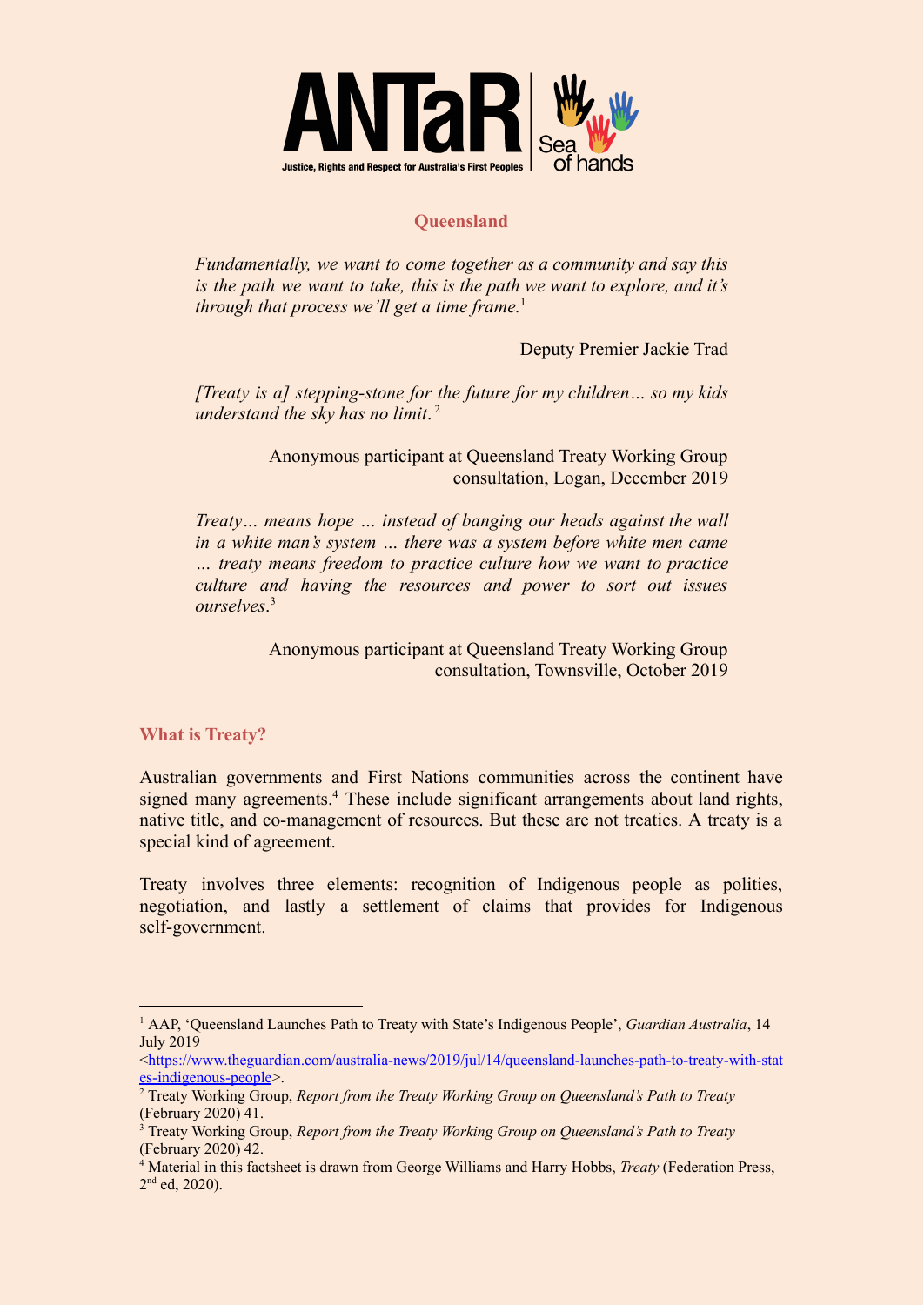ANTaR — Justice, Rights and Respect for Australia's First Peoples | Sea of hands

## Queensland

*Fundamentally, we want to come together as a community and say this is the path we want to take, this is the path we want to explore, and it's through that process we'll get a time frame.*[1]

Deputy Premier Jackie Trad

*[Treaty is a] stepping-stone for the future for my children… so my kids understand the sky has no limit.*[2]

Anonymous participant at Queensland Treaty Working Group consultation, Logan, December 2019

*Treaty… means hope … instead of banging our heads against the wall in a white man's system … there was a system before white men came … treaty means freedom to practice culture how we want to practice culture and having the resources and power to sort out issues ourselves.*[3]

Anonymous participant at Queensland Treaty Working Group consultation, Townsville, October 2019

### What is Treaty?

Australian governments and First Nations communities across the continent have signed many agreements.[4] These include significant arrangements about land rights, native title, and co-management of resources. But these are not treaties. A treaty is a special kind of agreement.

Treaty involves three elements: recognition of Indigenous people as polities, negotiation, and lastly a settlement of claims that provides for Indigenous self-government.

---

[1] AAP, 'Queensland Launches Path to Treaty with State's Indigenous People', *Guardian Australia*, 14 July 2019 <https://www.theguardian.com/australia-news/2019/jul/14/queensland-launches-path-to-treaty-with-states-indigenous-people>.

[2] Treaty Working Group, *Report from the Treaty Working Group on Queensland's Path to Treaty* (February 2020) 41.

[3] Treaty Working Group, *Report from the Treaty Working Group on Queensland's Path to Treaty* (February 2020) 42.

[4] Material in this factsheet is drawn from George Williams and Harry Hobbs, *Treaty* (Federation Press, 2nd ed, 2020).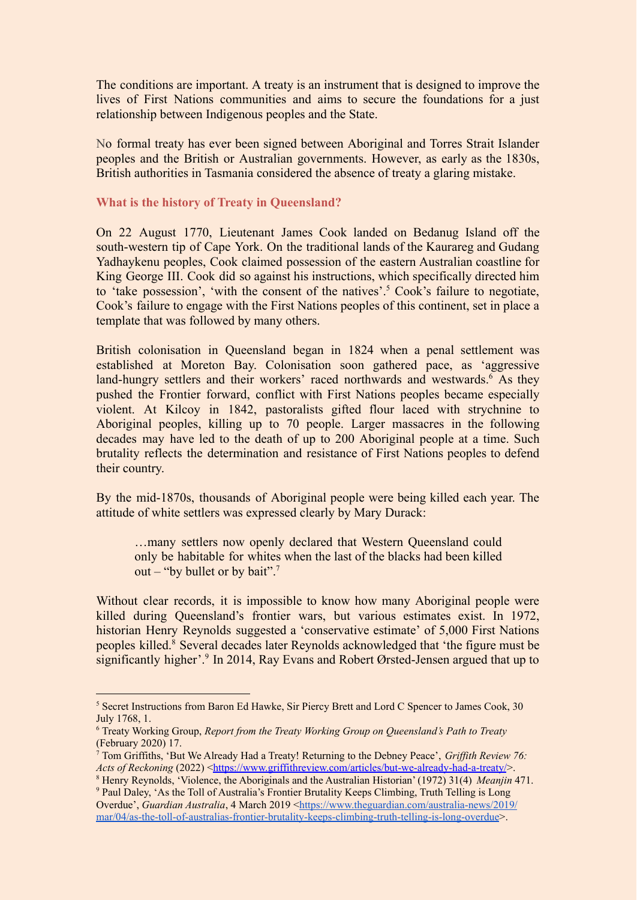The conditions are important. A treaty is an instrument that is designed to improve the lives of First Nations communities and aims to secure the foundations for a just relationship between Indigenous peoples and the State.

No formal treaty has ever been signed between Aboriginal and Torres Strait Islander peoples and the British or Australian governments. However, as early as the 1830s, British authorities in Tasmania considered the absence of treaty a glaring mistake.

### What is the history of Treaty in Queensland?

On 22 August 1770, Lieutenant James Cook landed on Bedanug Island off the south-western tip of Cape York. On the traditional lands of the Kaurareg and Gudang Yadhaykenu peoples, Cook claimed possession of the eastern Australian coastline for King George III. Cook did so against his instructions, which specifically directed him to 'take possession', 'with the consent of the natives'.[5] Cook's failure to negotiate, Cook's failure to engage with the First Nations peoples of this continent, set in place a template that was followed by many others.

British colonisation in Queensland began in 1824 when a penal settlement was established at Moreton Bay. Colonisation soon gathered pace, as 'aggressive land-hungry settlers and their workers' raced northwards and westwards.[6] As they pushed the Frontier forward, conflict with First Nations peoples became especially violent. At Kilcoy in 1842, pastoralists gifted flour laced with strychnine to Aboriginal peoples, killing up to 70 people. Larger massacres in the following decades may have led to the death of up to 200 Aboriginal people at a time. Such brutality reflects the determination and resistance of First Nations peoples to defend their country.

By the mid-1870s, thousands of Aboriginal people were being killed each year. The attitude of white settlers was expressed clearly by Mary Durack:

> …many settlers now openly declared that Western Queensland could only be habitable for whites when the last of the blacks had been killed out – "by bullet or by bait".[7]

Without clear records, it is impossible to know how many Aboriginal people were killed during Queensland's frontier wars, but various estimates exist. In 1972, historian Henry Reynolds suggested a 'conservative estimate' of 5,000 First Nations peoples killed.[8] Several decades later Reynolds acknowledged that 'the figure must be significantly higher'.[9] In 2014, Ray Evans and Robert Ørsted-Jensen argued that up to

---

[5] Secret Instructions from Baron Ed Hawke, Sir Piercy Brett and Lord C Spencer to James Cook, 30 July 1768, 1.

[6] Treaty Working Group, *Report from the Treaty Working Group on Queensland's Path to Treaty* (February 2020) 17.

[7] Tom Griffiths, 'But We Already Had a Treaty! Returning to the Debney Peace', *Griffith Review 76: Acts of Reckoning* (2022) <https://www.griffithreview.com/articles/but-we-already-had-a-treaty/>.

[8] Henry Reynolds, 'Violence, the Aboriginals and the Australian Historian' (1972) 31(4) *Meanjin* 471.

[9] Paul Daley, 'As the Toll of Australia's Frontier Brutality Keeps Climbing, Truth Telling is Long Overdue', *Guardian Australia*, 4 March 2019 <https://www.theguardian.com/australia-news/2019/mar/04/as-the-toll-of-australias-frontier-brutality-keeps-climbing-truth-telling-is-long-overdue>.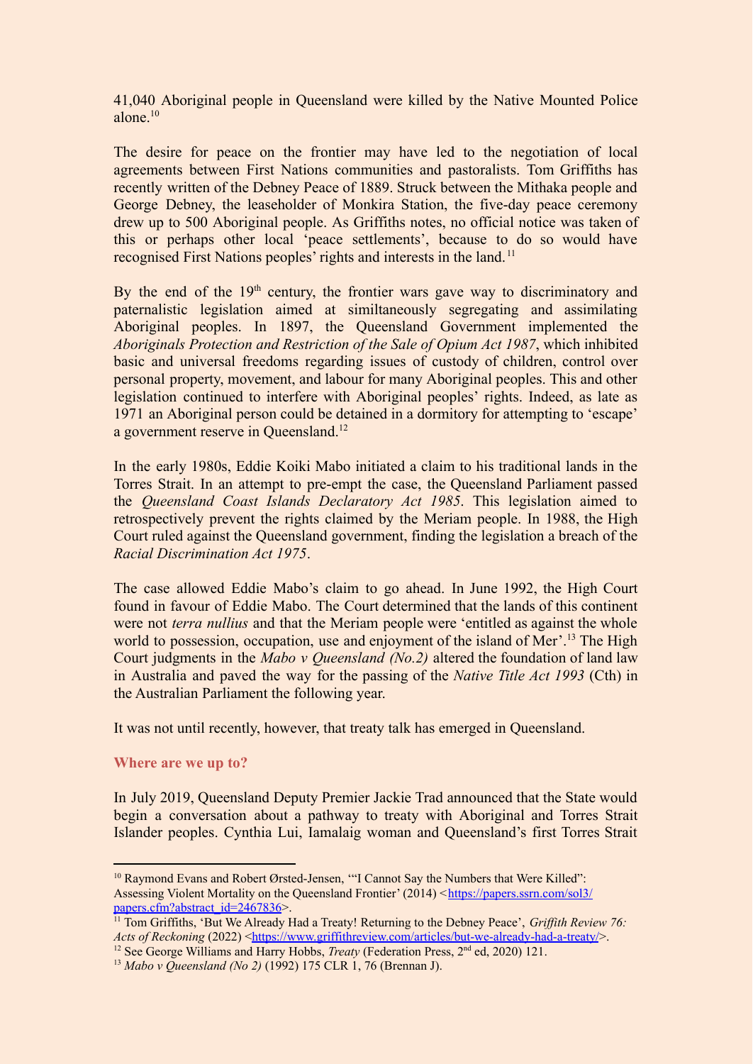41,040 Aboriginal people in Queensland were killed by the Native Mounted Police alone.[10]

The desire for peace on the frontier may have led to the negotiation of local agreements between First Nations communities and pastoralists. Tom Griffiths has recently written of the Debney Peace of 1889. Struck between the Mithaka people and George Debney, the leaseholder of Monkira Station, the five-day peace ceremony drew up to 500 Aboriginal people. As Griffiths notes, no official notice was taken of this or perhaps other local 'peace settlements', because to do so would have recognised First Nations peoples' rights and interests in the land.[11]

By the end of the 19th century, the frontier wars gave way to discriminatory and paternalistic legislation aimed at similtaneously segregating and assimilating Aboriginal peoples. In 1897, the Queensland Government implemented the *Aboriginals Protection and Restriction of the Sale of Opium Act 1987*, which inhibited basic and universal freedoms regarding issues of custody of children, control over personal property, movement, and labour for many Aboriginal peoples. This and other legislation continued to interfere with Aboriginal peoples' rights. Indeed, as late as 1971 an Aboriginal person could be detained in a dormitory for attempting to 'escape' a government reserve in Queensland.[12]

In the early 1980s, Eddie Koiki Mabo initiated a claim to his traditional lands in the Torres Strait. In an attempt to pre-empt the case, the Queensland Parliament passed the *Queensland Coast Islands Declaratory Act 1985*. This legislation aimed to retrospectively prevent the rights claimed by the Meriam people. In 1988, the High Court ruled against the Queensland government, finding the legislation a breach of the *Racial Discrimination Act 1975*.

The case allowed Eddie Mabo's claim to go ahead. In June 1992, the High Court found in favour of Eddie Mabo. The Court determined that the lands of this continent were not *terra nullius* and that the Meriam people were 'entitled as against the whole world to possession, occupation, use and enjoyment of the island of Mer'.[13] The High Court judgments in the *Mabo v Queensland (No.2)* altered the foundation of land law in Australia and paved the way for the passing of the *Native Title Act 1993* (Cth) in the Australian Parliament the following year.

It was not until recently, however, that treaty talk has emerged in Queensland.

## Where are we up to?

In July 2019, Queensland Deputy Premier Jackie Trad announced that the State would begin a conversation about a pathway to treaty with Aboriginal and Torres Strait Islander peoples. Cynthia Lui, Iamalaig woman and Queensland's first Torres Strait

---

[10] Raymond Evans and Robert Ørsted-Jensen, '"I Cannot Say the Numbers that Were Killed": Assessing Violent Mortality on the Queensland Frontier' (2014) <https://papers.ssrn.com/sol3/papers.cfm?abstract_id=2467836>.

[11] Tom Griffiths, 'But We Already Had a Treaty! Returning to the Debney Peace', *Griffith Review 76: Acts of Reckoning* (2022) <https://www.griffithreview.com/articles/but-we-already-had-a-treaty/>.

[12] See George Williams and Harry Hobbs, *Treaty* (Federation Press, 2nd ed, 2020) 121.

[13] *Mabo v Queensland (No 2)* (1992) 175 CLR 1, 76 (Brennan J).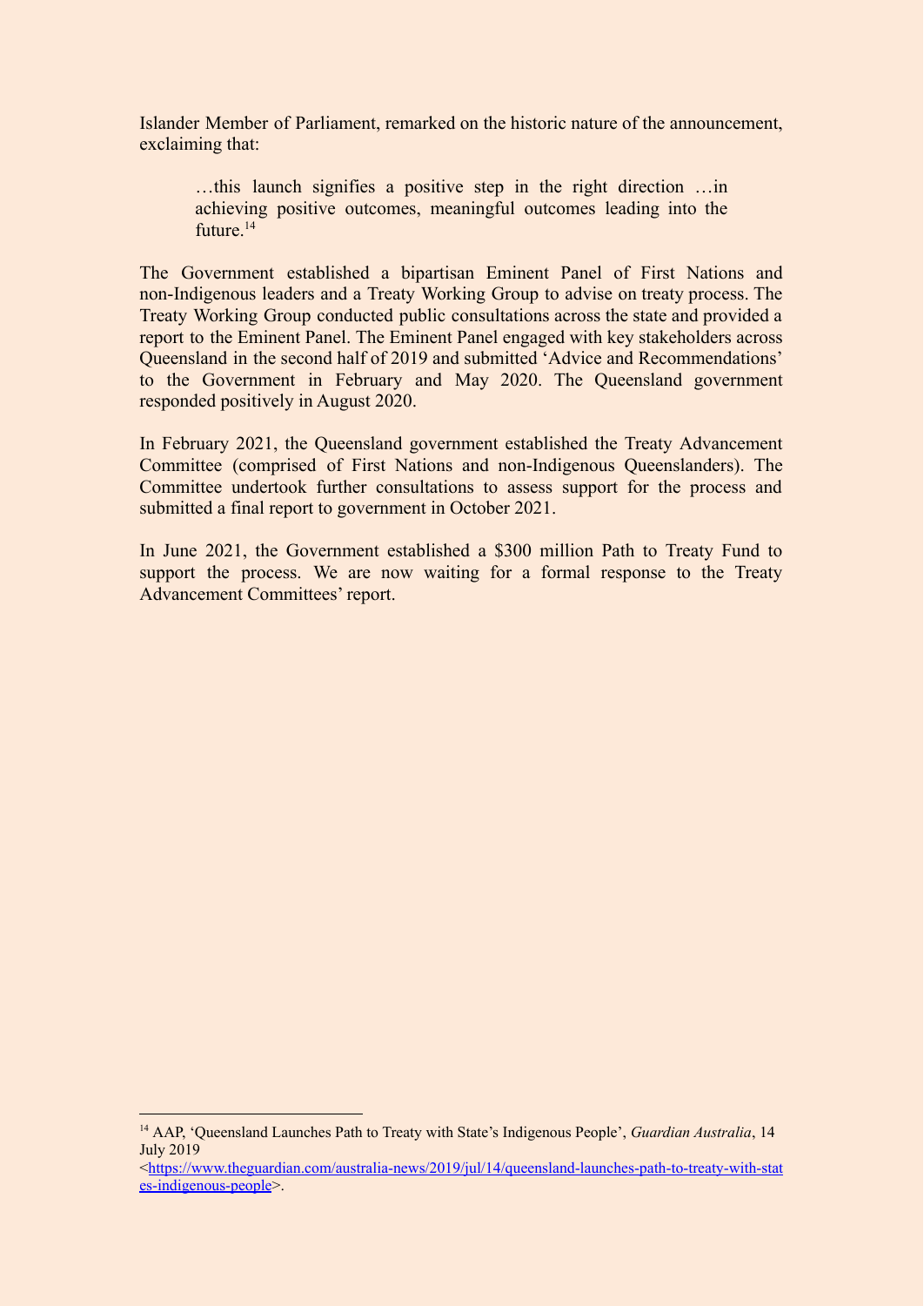Islander Member of Parliament, remarked on the historic nature of the announcement, exclaiming that:

> …this launch signifies a positive step in the right direction …in achieving positive outcomes, meaningful outcomes leading into the future.[14]

The Government established a bipartisan Eminent Panel of First Nations and non-Indigenous leaders and a Treaty Working Group to advise on treaty process. The Treaty Working Group conducted public consultations across the state and provided a report to the Eminent Panel. The Eminent Panel engaged with key stakeholders across Queensland in the second half of 2019 and submitted 'Advice and Recommendations' to the Government in February and May 2020. The Queensland government responded positively in August 2020.

In February 2021, the Queensland government established the Treaty Advancement Committee (comprised of First Nations and non-Indigenous Queenslanders). The Committee undertook further consultations to assess support for the process and submitted a final report to government in October 2021.

In June 2021, the Government established a $300 million Path to Treaty Fund to support the process. We are now waiting for a formal response to the Treaty Advancement Committees' report.

---

[14] AAP, 'Queensland Launches Path to Treaty with State's Indigenous People', *Guardian Australia*, 14 July 2019 <https://www.theguardian.com/australia-news/2019/jul/14/queensland-launches-path-to-treaty-with-states-indigenous-people>.